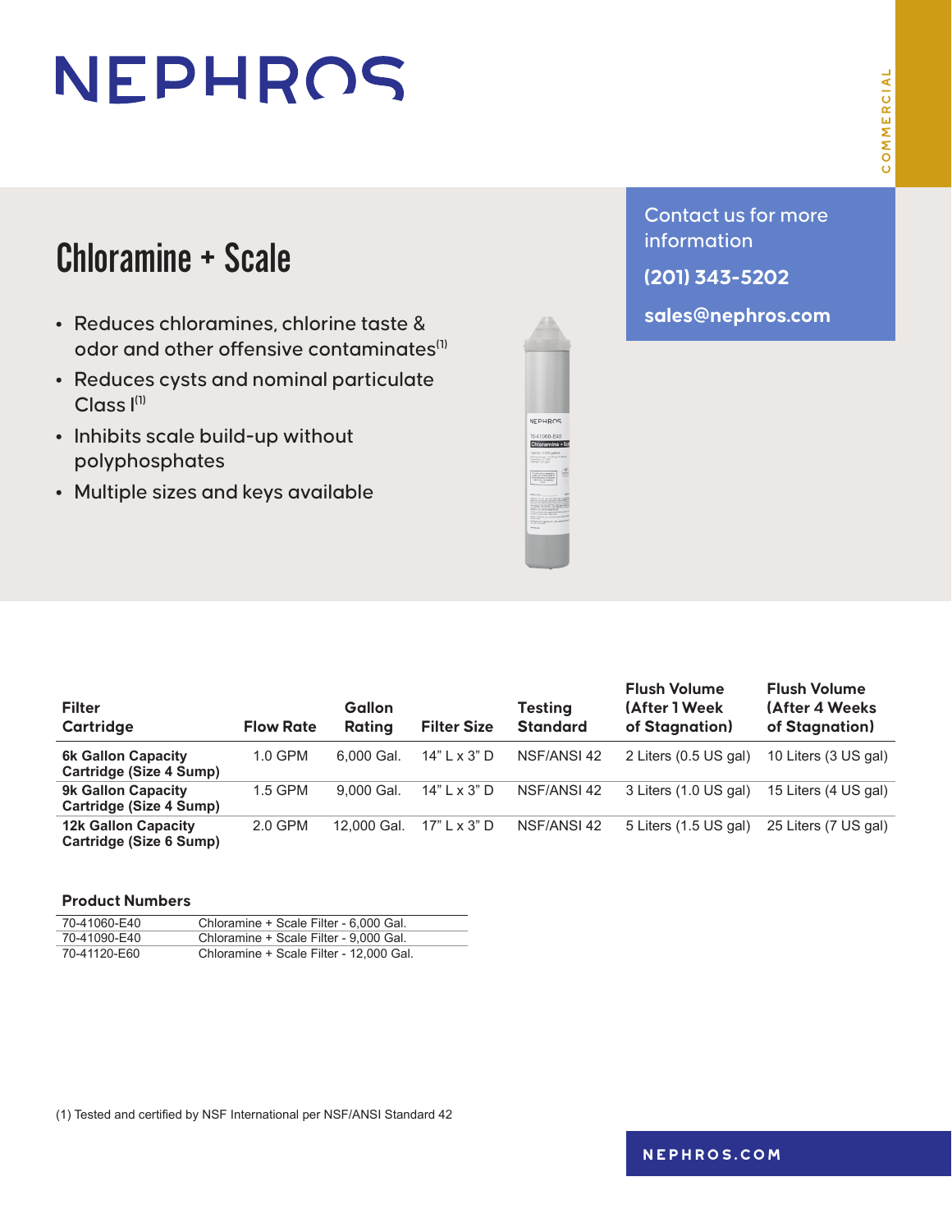# NEPHROS

COMMERCIAL

## Chloramine + Scale

- Reduces chloramines, chlorine taste & odor and other offensive contaminates[1]
- Reduces cysts and nominal particulate Class I[1]
- Inhibits scale build-up without polyphosphates
- Multiple sizes and keys available

Contact us for more information

**(201) 343-5202**

**sales@nephros.com**

| Filter Cartridge | Flow Rate | Gallon Rating | Filter Size | Testing Standard | Flush Volume (After 1 Week of Stagnation) | Flush Volume (After 4 Weeks of Stagnation) |
|---|---|---|---|---|---|---|
| **6k Gallon Capacity Cartridge (Size 4 Sump)** | 1.0 GPM | 6,000 Gal. | 14" L x 3" D | NSF/ANSI 42 | 2 Liters (0.5 US gal) | 10 Liters (3 US gal) |
| **9k Gallon Capacity Cartridge (Size 4 Sump)** | 1.5 GPM | 9,000 Gal. | 14" L x 3" D | NSF/ANSI 42 | 3 Liters (1.0 US gal) | 15 Liters (4 US gal) |
| **12k Gallon Capacity Cartridge (Size 6 Sump)** | 2.0 GPM | 12,000 Gal. | 17" L x 3" D | NSF/ANSI 42 | 5 Liters (1.5 US gal) | 25 Liters (7 US gal) |

**Product Numbers**

| | |
|---|---|
| 70-41060-E40 | Chloramine + Scale Filter - 6,000 Gal. |
| 70-41090-E40 | Chloramine + Scale Filter - 9,000 Gal. |
| 70-41120-E60 | Chloramine + Scale Filter - 12,000 Gal. |

(1) Tested and certified by NSF International per NSF/ANSI Standard 42

**NEPHROS.COM**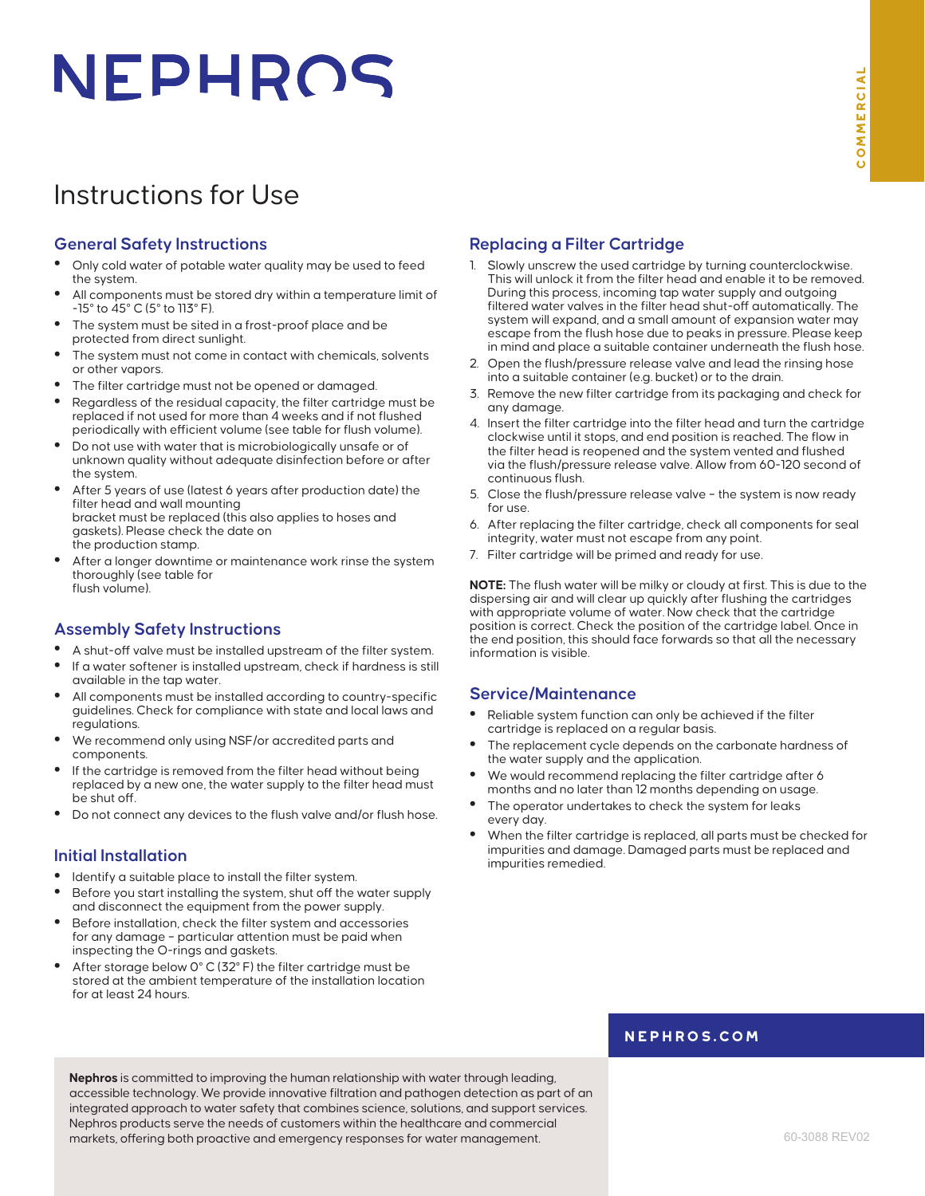# NEPHROS

COMMERCIAL

## Instructions for Use

### General Safety Instructions

- Only cold water of potable water quality may be used to feed the system.
- All components must be stored dry within a temperature limit of -15° to 45° C (5° to 113° F).
- The system must be sited in a frost-proof place and be protected from direct sunlight.
- The system must not come in contact with chemicals, solvents or other vapors.
- The filter cartridge must not be opened or damaged.
- Regardless of the residual capacity, the filter cartridge must be replaced if not used for more than 4 weeks and if not flushed periodically with efficient volume (see table for flush volume).
- Do not use with water that is microbiologically unsafe or of unknown quality without adequate disinfection before or after the system.
- After 5 years of use (latest 6 years after production date) the filter head and wall mounting bracket must be replaced (this also applies to hoses and gaskets). Please check the date on the production stamp.
- After a longer downtime or maintenance work rinse the system thoroughly (see table for flush volume).

### Assembly Safety Instructions

- A shut-off valve must be installed upstream of the filter system.
- If a water softener is installed upstream, check if hardness is still available in the tap water.
- All components must be installed according to country-specific guidelines. Check for compliance with state and local laws and regulations.
- We recommend only using NSF/or accredited parts and components.
- If the cartridge is removed from the filter head without being replaced by a new one, the water supply to the filter head must be shut off.
- Do not connect any devices to the flush valve and/or flush hose.

### Initial Installation

- Identify a suitable place to install the filter system.
- Before you start installing the system, shut off the water supply and disconnect the equipment from the power supply.
- Before installation, check the filter system and accessories for any damage – particular attention must be paid when inspecting the O-rings and gaskets.
- After storage below 0° C (32° F) the filter cartridge must be stored at the ambient temperature of the installation location for at least 24 hours.

### Replacing a Filter Cartridge

1. Slowly unscrew the used cartridge by turning counterclockwise. This will unlock it from the filter head and enable it to be removed. During this process, incoming tap water supply and outgoing filtered water valves in the filter head shut-off automatically. The system will expand, and a small amount of expansion water may escape from the flush hose due to peaks in pressure. Please keep in mind and place a suitable container underneath the flush hose.
2. Open the flush/pressure release valve and lead the rinsing hose into a suitable container (e.g. bucket) or to the drain.
3. Remove the new filter cartridge from its packaging and check for any damage.
4. Insert the filter cartridge into the filter head and turn the cartridge clockwise until it stops, and end position is reached. The flow in the filter head is reopened and the system vented and flushed via the flush/pressure release valve. Allow from 60-120 second of continuous flush.
5. Close the flush/pressure release valve – the system is now ready for use.
6. After replacing the filter cartridge, check all components for seal integrity, water must not escape from any point.
7. Filter cartridge will be primed and ready for use.

**NOTE:** The flush water will be milky or cloudy at first. This is due to the dispersing air and will clear up quickly after flushing the cartridges with appropriate volume of water. Now check that the cartridge position is correct. Check the position of the cartridge label. Once in the end position, this should face forwards so that all the necessary information is visible.

### Service/Maintenance

- Reliable system function can only be achieved if the filter cartridge is replaced on a regular basis.
- The replacement cycle depends on the carbonate hardness of the water supply and the application.
- We would recommend replacing the filter cartridge after 6 months and no later than 12 months depending on usage.
- The operator undertakes to check the system for leaks every day.
- When the filter cartridge is replaced, all parts must be checked for impurities and damage. Damaged parts must be replaced and impurities remedied.

**NEPHROS.COM**

**Nephros** is committed to improving the human relationship with water through leading, accessible technology. We provide innovative filtration and pathogen detection as part of an integrated approach to water safety that combines science, solutions, and support services. Nephros products serve the needs of customers within the healthcare and commercial markets, offering both proactive and emergency responses for water management.

60-3088 REV02